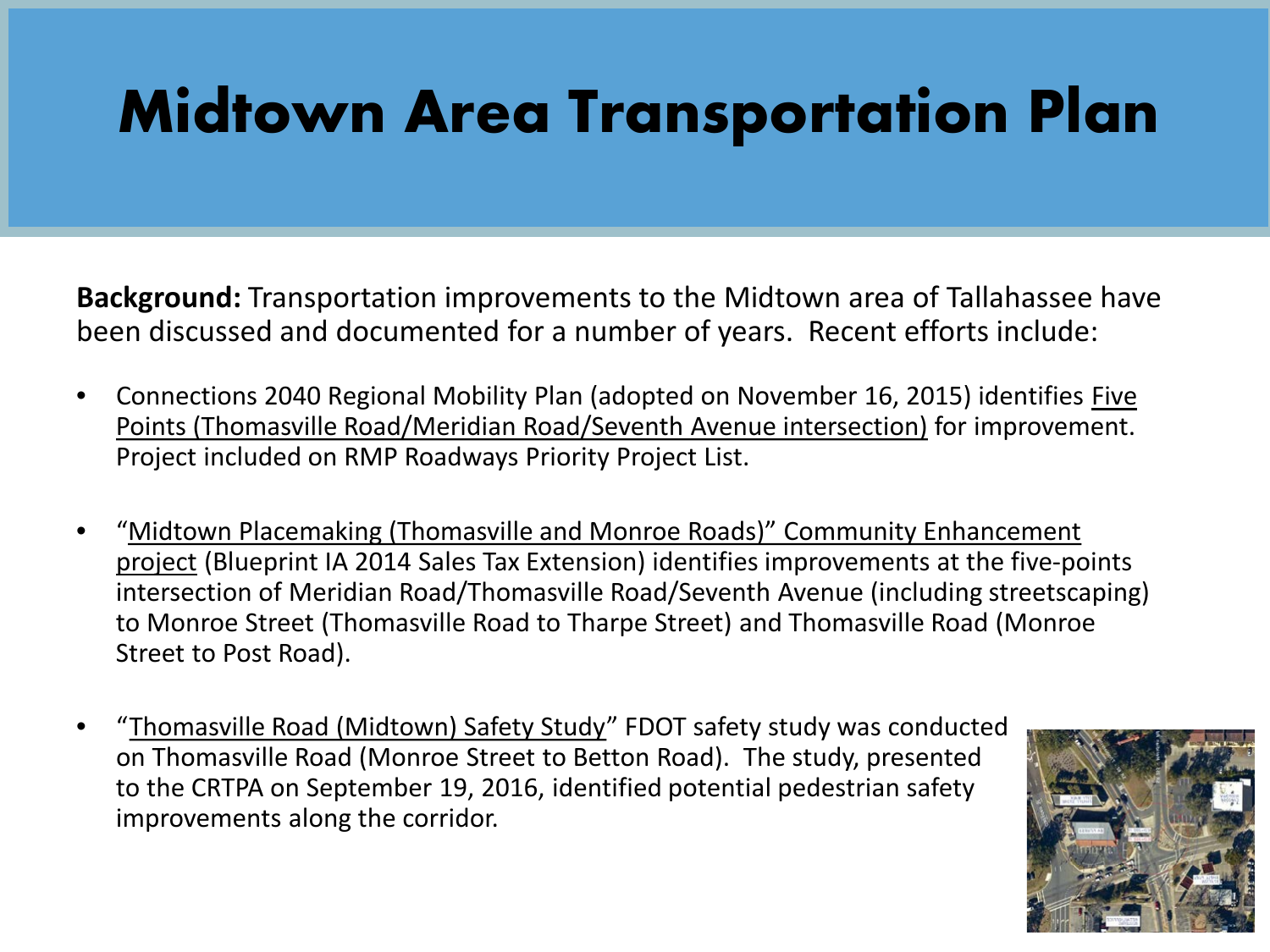# Midtown Area Transportation Plan

**Background:** Transportation improvements to the Midtown area of Tallahassee have been discussed and documented for a number of years. Recent efforts include:

- Connections 2040 Regional Mobility Plan (adopted on November 16, 2015) identifies <u>Five Points (Thomasville Road/Meridian Road/Seventh Avenue intersection)</u> for improvement. Project included on RMP Roadways Priority Project List.

- "<u>Midtown Placemaking (Thomasville and Monroe Roads)" Community Enhancement project</u> (Blueprint IA 2014 Sales Tax Extension) identifies improvements at the five-points intersection of Meridian Road/Thomasville Road/Seventh Avenue (including streetscaping) to Monroe Street (Thomasville Road to Tharpe Street) and Thomasville Road (Monroe Street to Post Road).

- "<u>Thomasville Road (Midtown) Safety Study</u>" FDOT safety study was conducted on Thomasville Road (Monroe Street to Betton Road). The study, presented to the CRTPA on September 19, 2016, identified potential pedestrian safety improvements along the corridor.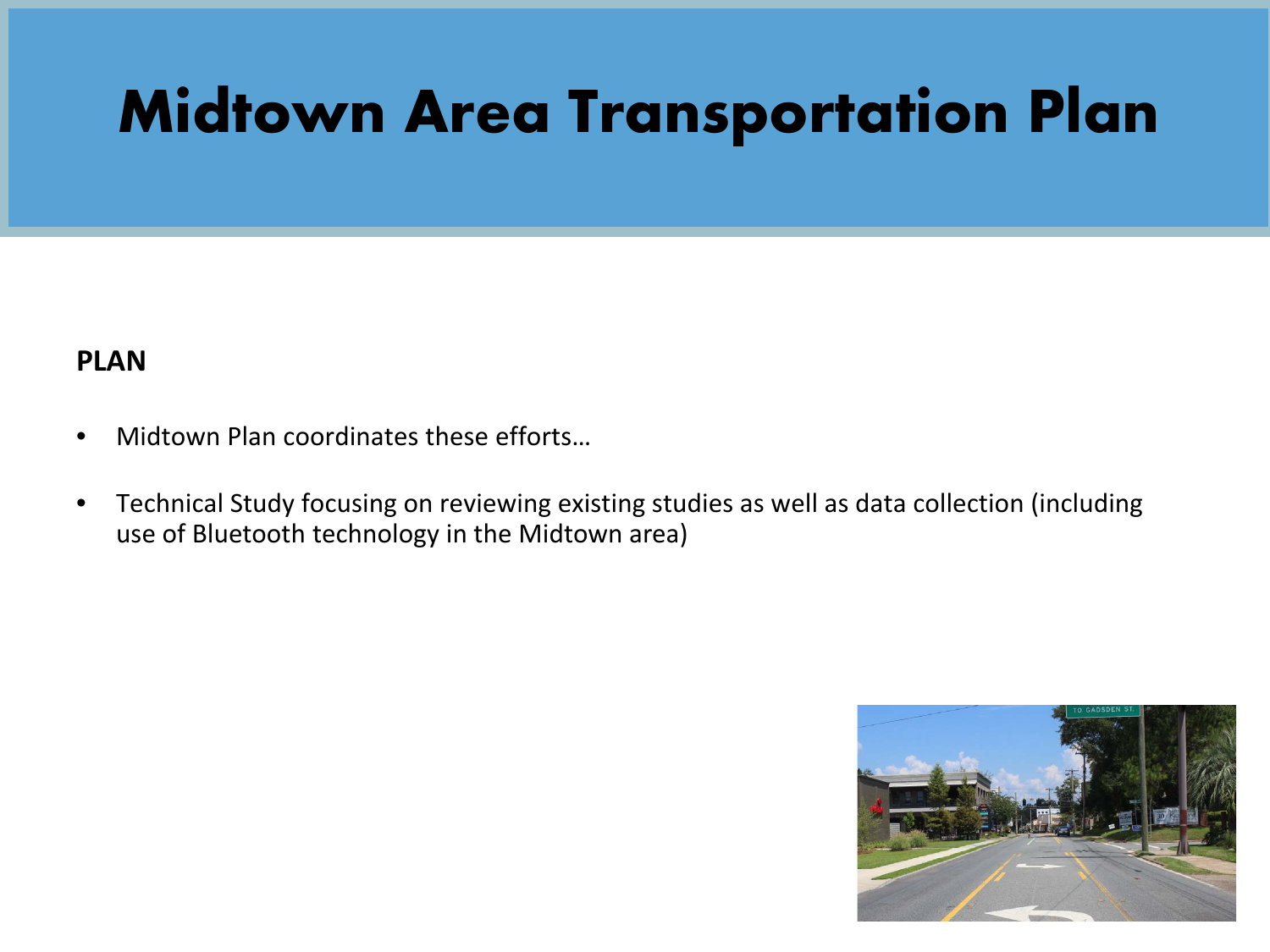# Midtown Area Transportation Plan

**PLAN**

- Midtown Plan coordinates these efforts…
- Technical Study focusing on reviewing existing studies as well as data collection (including use of Bluetooth technology in the Midtown area)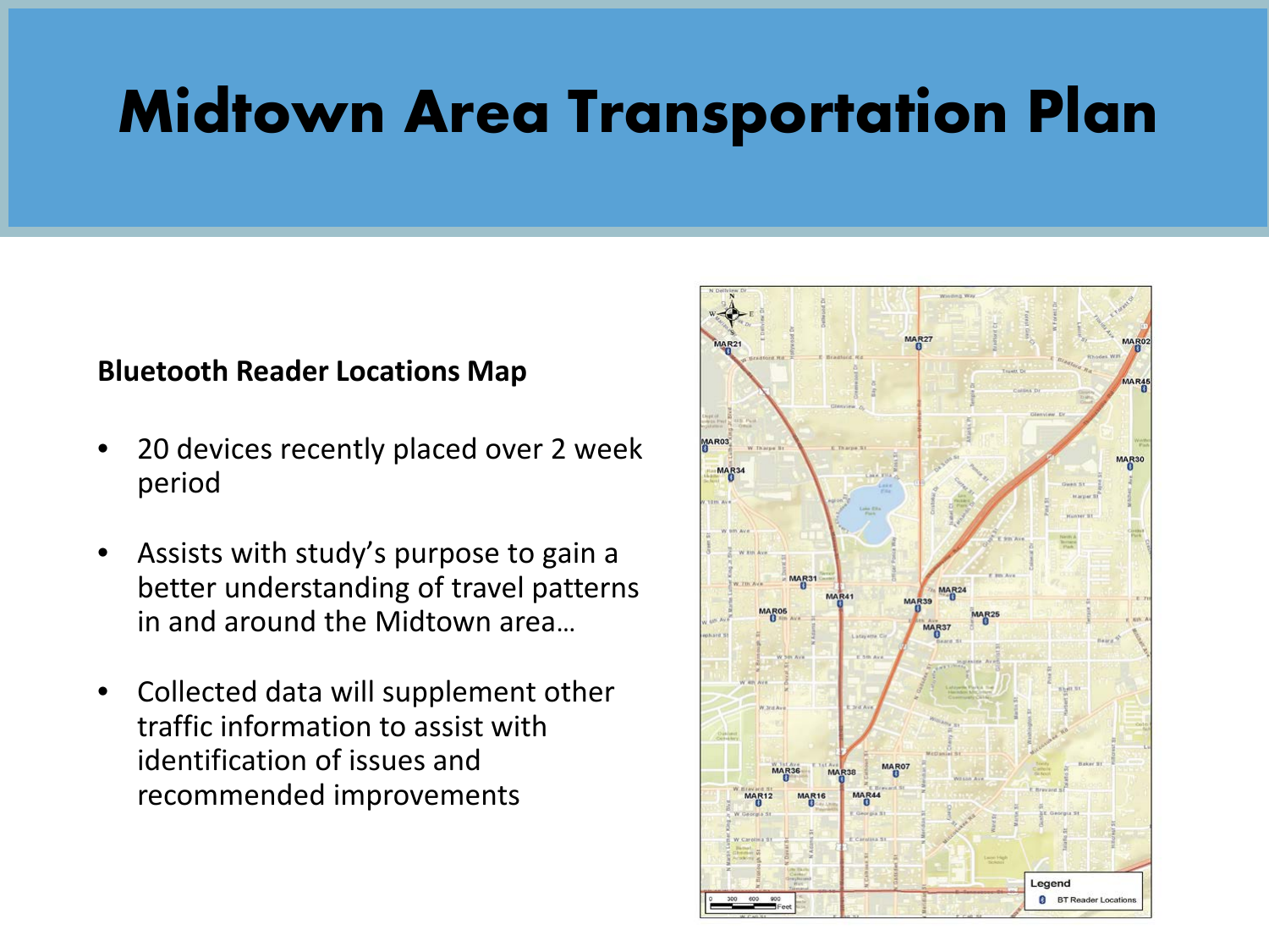# Midtown Area Transportation Plan

**Bluetooth Reader Locations Map**

- 20 devices recently placed over 2 week period
- Assists with study's purpose to gain a better understanding of travel patterns in and around the Midtown area…
- Collected data will supplement other traffic information to assist with identification of issues and recommended improvements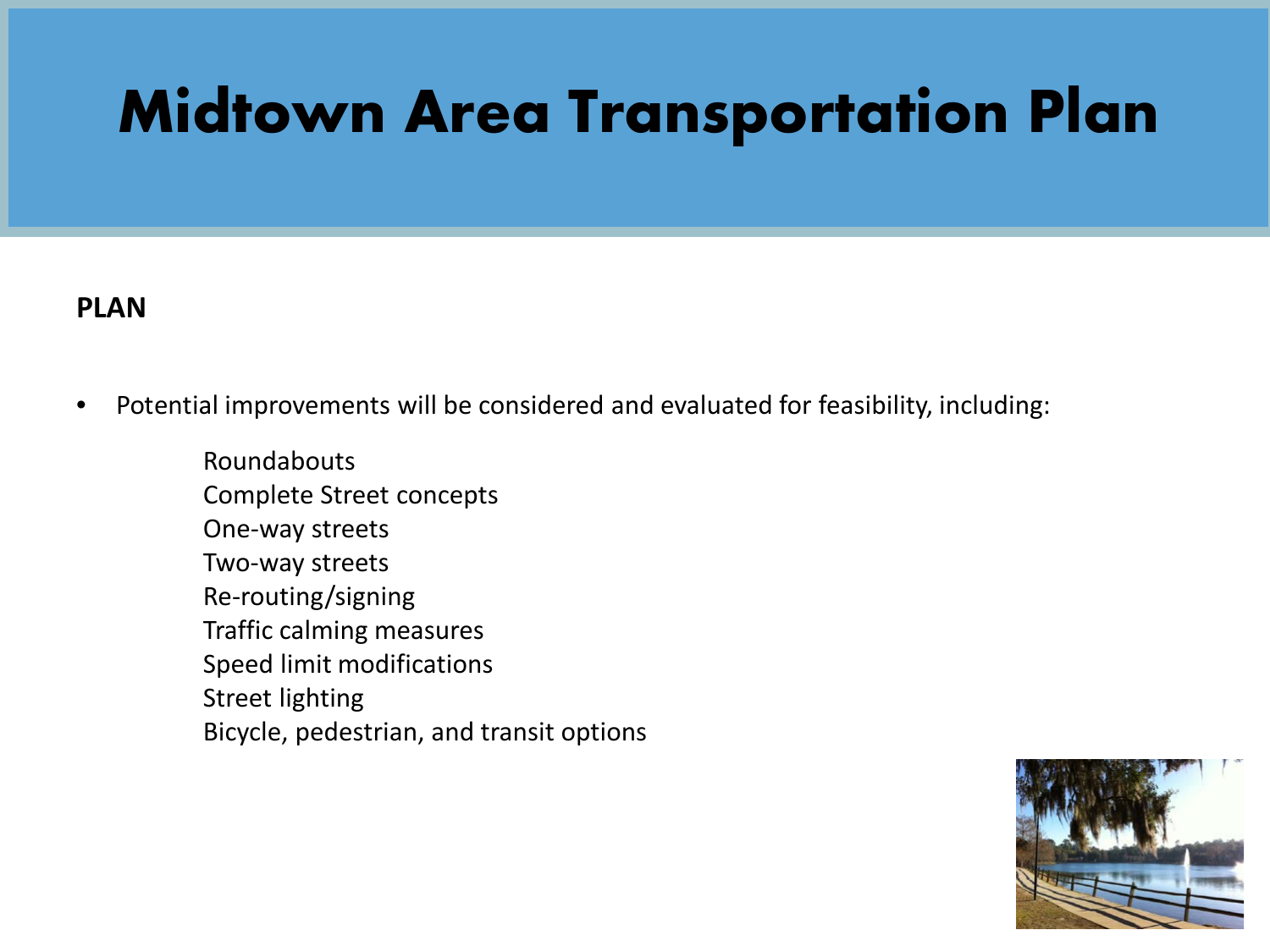# Midtown Area Transportation Plan

**PLAN**

- Potential improvements will be considered and evaluated for feasibility, including:

  Roundabouts
  Complete Street concepts
  One-way streets
  Two-way streets
  Re-routing/signing
  Traffic calming measures
  Speed limit modifications
  Street lighting
  Bicycle, pedestrian, and transit options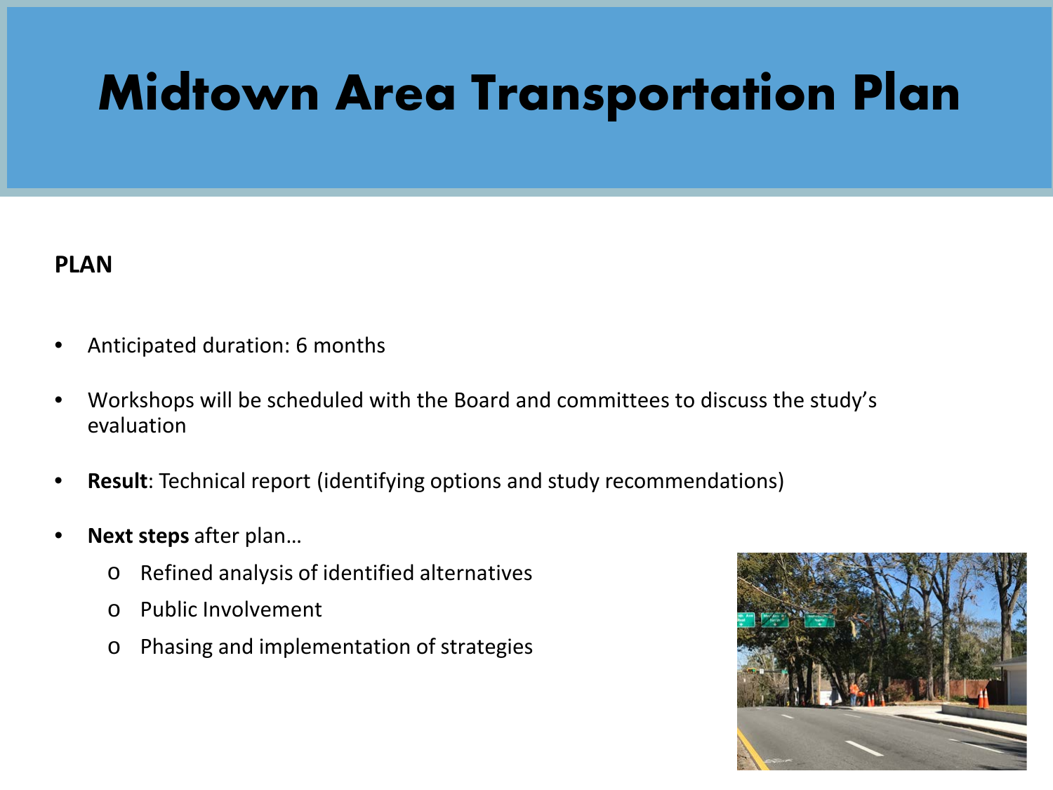# Midtown Area Transportation Plan

**PLAN**

- Anticipated duration: 6 months
- Workshops will be scheduled with the Board and committees to discuss the study's evaluation
- **Result**: Technical report (identifying options and study recommendations)
- **Next steps** after plan…
  - Refined analysis of identified alternatives
  - Public Involvement
  - Phasing and implementation of strategies